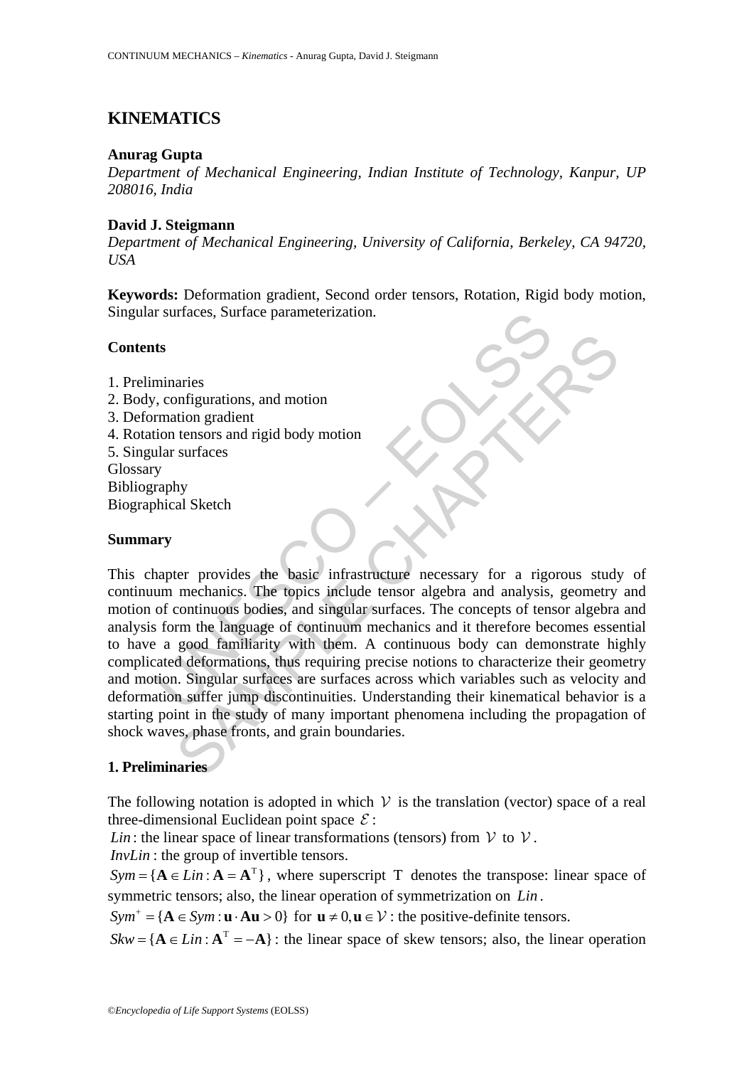# KINEMATICS

**Anurag Gupta**

*Department of Mechanical Engineering, Indian Institute of Technology, Kanpur, UP 208016, India*

**David J. Steigmann**

*Department of Mechanical Engineering, University of California, Berkeley, CA 94720, USA*

**Keywords:** Deformation gradient, Second order tensors, Rotation, Rigid body motion, Singular surfaces, Surface parameterization.

## Contents

1. Preliminaries
2. Body, configurations, and motion
3. Deformation gradient
4. Rotation tensors and rigid body motion
5. Singular surfaces

Glossary
Bibliography
Biographical Sketch

## Summary

This chapter provides the basic infrastructure necessary for a rigorous study of continuum mechanics. The topics include tensor algebra and analysis, geometry and motion of continuous bodies, and singular surfaces. The concepts of tensor algebra and analysis form the language of continuum mechanics and it therefore becomes essential to have a good familiarity with them. A continuous body can demonstrate highly complicated deformations, thus requiring precise notions to characterize their geometry and motion. Singular surfaces are surfaces across which variables such as velocity and deformation suffer jump discontinuities. Understanding their kinematical behavior is a starting point in the study of many important phenomena including the propagation of shock waves, phase fronts, and grain boundaries.

## 1. Preliminaries

The following notation is adopted in which $\mathcal{V}$ is the translation (vector) space of a real three-dimensional Euclidean point space $\mathcal{E}$:

$Lin$: the linear space of linear transformations (tensors) from $\mathcal{V}$ to $\mathcal{V}$.

$InvLin$: the group of invertible tensors.

$Sym = \{\mathbf{A} \in Lin : \mathbf{A} = \mathbf{A}^{\mathrm{T}}\}$, where superscript T denotes the transpose: linear space of symmetric tensors; also, the linear operation of symmetrization on $Lin$.

$Sym^{+} = \{\mathbf{A} \in Sym : \mathbf{u} \cdot \mathbf{A}\mathbf{u} > 0\}$ for $\mathbf{u} \neq 0, \mathbf{u} \in \mathcal{V}$: the positive-definite tensors.

$Skw = \{\mathbf{A} \in Lin : \mathbf{A}^{\mathrm{T}} = -\mathbf{A}\}$: the linear space of skew tensors; also, the linear operation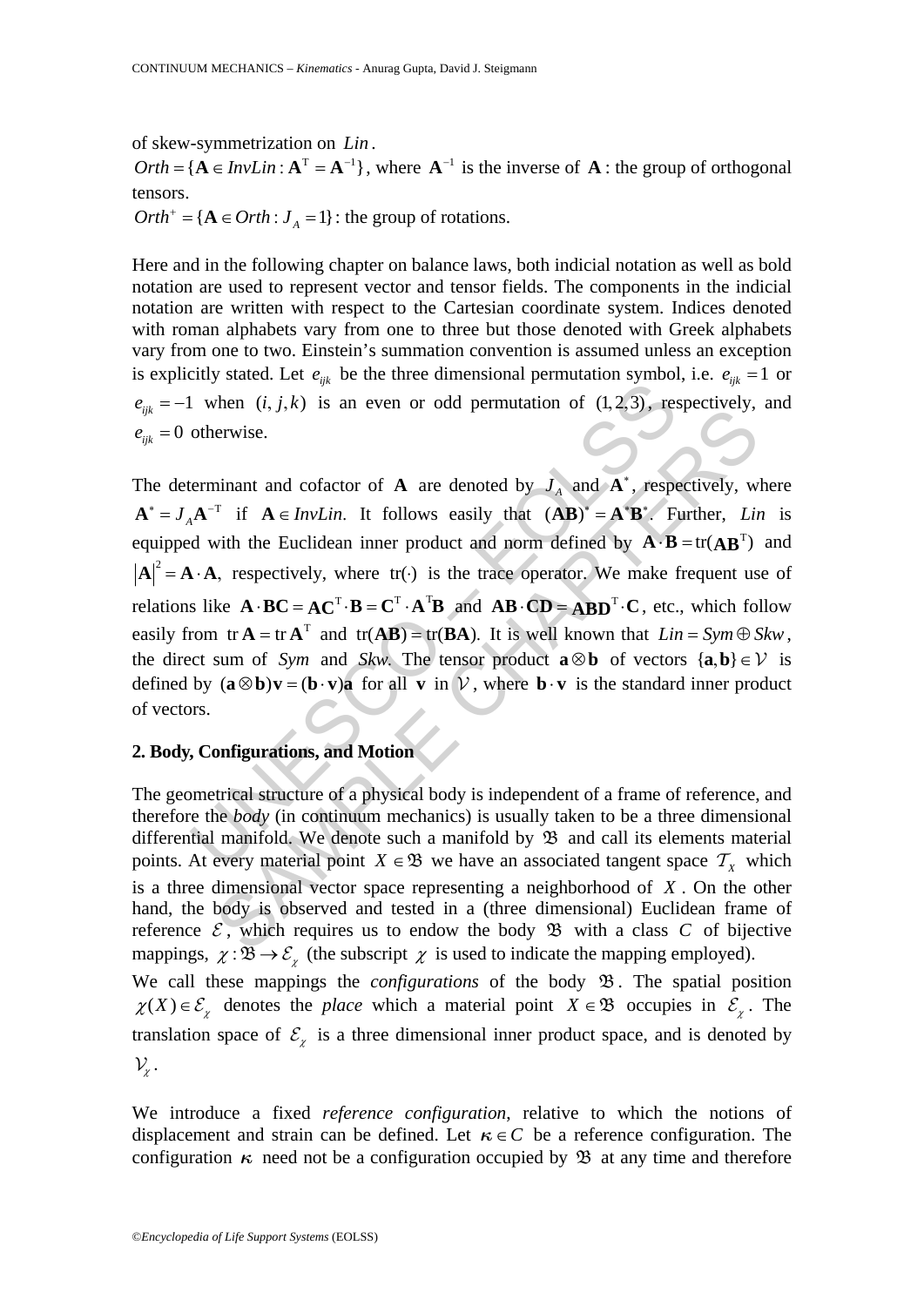of skew-symmetrization on $Lin$.

$Orth = \{\mathbf{A} \in InvLin : \mathbf{A}^{\mathrm{T}} = \mathbf{A}^{-1}\}$, where $\mathbf{A}^{-1}$ is the inverse of $\mathbf{A}$: the group of orthogonal tensors.

$Orth^{+} = \{\mathbf{A} \in Orth : J_A = 1\}$: the group of rotations.

Here and in the following chapter on balance laws, both indicial notation as well as bold notation are used to represent vector and tensor fields. The components in the indicial notation are written with respect to the Cartesian coordinate system. Indices denoted with roman alphabets vary from one to three but those denoted with Greek alphabets vary from one to two. Einstein's summation convention is assumed unless an exception is explicitly stated. Let $e_{ijk}$ be the three dimensional permutation symbol, i.e. $e_{ijk} = 1$ or $e_{ijk} = -1$ when $(i, j, k)$ is an even or odd permutation of $(1, 2, 3)$, respectively, and $e_{ijk} = 0$ otherwise.

The determinant and cofactor of $\mathbf{A}$ are denoted by $J_A$ and $\mathbf{A}^*$, respectively, where $\mathbf{A}^* = J_A \mathbf{A}^{-\mathrm{T}}$ if $\mathbf{A} \in InvLin$. It follows easily that $(\mathbf{AB})^* = \mathbf{A}^*\mathbf{B}^*$. Further, *Lin* is equipped with the Euclidean inner product and norm defined by $\mathbf{A} \cdot \mathbf{B} = \mathrm{tr}(\mathbf{AB}^{\mathrm{T}})$ and $|\mathbf{A}|^2 = \mathbf{A} \cdot \mathbf{A}$, respectively, where $\mathrm{tr}(\cdot)$ is the trace operator. We make frequent use of relations like $\mathbf{A} \cdot \mathbf{BC} = \mathbf{AC}^{\mathrm{T}} \cdot \mathbf{B} = \mathbf{C}^{\mathrm{T}} \cdot \mathbf{A}^{\mathrm{T}}\mathbf{B}$ and $\mathbf{AB} \cdot \mathbf{CD} = \mathbf{ABD}^{\mathrm{T}} \cdot \mathbf{C}$, etc., which follow easily from $\mathrm{tr}\,\mathbf{A} = \mathrm{tr}\,\mathbf{A}^{\mathrm{T}}$ and $\mathrm{tr}(\mathbf{AB}) = \mathrm{tr}(\mathbf{BA})$. It is well known that $Lin = Sym \oplus Skw$, the direct sum of *Sym* and *Skw*. The tensor product $\mathbf{a} \otimes \mathbf{b}$ of vectors $\{\mathbf{a}, \mathbf{b}\} \in \mathcal{V}$ is defined by $(\mathbf{a} \otimes \mathbf{b})\mathbf{v} = (\mathbf{b} \cdot \mathbf{v})\mathbf{a}$ for all $\mathbf{v}$ in $\mathcal{V}$, where $\mathbf{b} \cdot \mathbf{v}$ is the standard inner product of vectors.

## 2. Body, Configurations, and Motion

The geometrical structure of a physical body is independent of a frame of reference, and therefore the *body* (in continuum mechanics) is usually taken to be a three dimensional differential manifold. We denote such a manifold by $\mathfrak{B}$ and call its elements material points. At every material point $X \in \mathfrak{B}$ we have an associated tangent space $\mathcal{T}_X$ which is a three dimensional vector space representing a neighborhood of $X$. On the other hand, the body is observed and tested in a (three dimensional) Euclidean frame of reference $\mathcal{E}$, which requires us to endow the body $\mathfrak{B}$ with a class $C$ of bijective mappings, $\chi : \mathfrak{B} \to \mathcal{E}_\chi$ (the subscript $\chi$ is used to indicate the mapping employed).

We call these mappings the *configurations* of the body $\mathfrak{B}$. The spatial position $\chi(X) \in \mathcal{E}_\chi$ denotes the *place* which a material point $X \in \mathfrak{B}$ occupies in $\mathcal{E}_\chi$. The translation space of $\mathcal{E}_\chi$ is a three dimensional inner product space, and is denoted by $\mathcal{V}_\chi$.

We introduce a fixed *reference configuration*, relative to which the notions of displacement and strain can be defined. Let $\boldsymbol{\kappa} \in C$ be a reference configuration. The configuration $\boldsymbol{\kappa}$ need not be a configuration occupied by $\mathfrak{B}$ at any time and therefore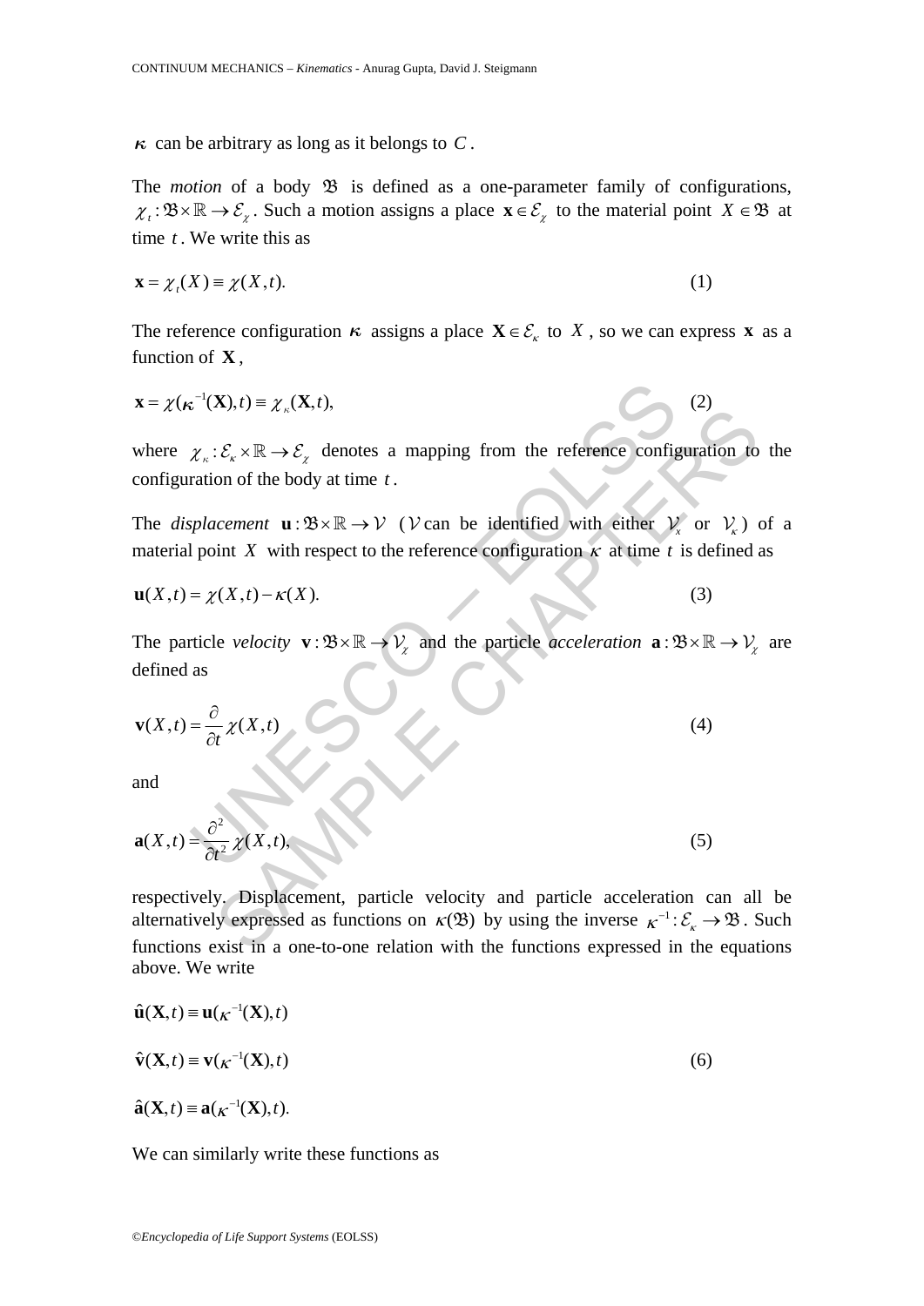$\boldsymbol{\kappa}$ can be arbitrary as long as it belongs to $C$.

The *motion* of a body $\mathfrak{B}$ is defined as a one-parameter family of configurations, $\chi_t : \mathfrak{B} \times \mathbb{R} \to \mathcal{E}_\chi$. Such a motion assigns a place $\mathbf{x} \in \mathcal{E}_\chi$ to the material point $X \in \mathfrak{B}$ at time $t$. We write this as

$$\mathbf{x} = \chi_t(X) \equiv \chi(X,t). \tag{1}$$

The reference configuration $\boldsymbol{\kappa}$ assigns a place $\mathbf{X} \in \mathcal{E}_\kappa$ to $X$, so we can express $\mathbf{x}$ as a function of $\mathbf{X}$,

$$\mathbf{x} = \chi(\boldsymbol{\kappa}^{-1}(\mathbf{X}),t) \equiv \chi_\kappa(\mathbf{X},t), \tag{2}$$

where $\chi_\kappa : \mathcal{E}_\kappa \times \mathbb{R} \to \mathcal{E}_\chi$ denotes a mapping from the reference configuration to the configuration of the body at time $t$.

The *displacement* $\mathbf{u} : \mathfrak{B} \times \mathbb{R} \to \mathcal{V}$ ($\mathcal{V}$ can be identified with either $\mathcal{V}_x$ or $\mathcal{V}_\kappa$) of a material point $X$ with respect to the reference configuration $\kappa$ at time $t$ is defined as

$$\mathbf{u}(X,t) = \chi(X,t) - \kappa(X). \tag{3}$$

The particle *velocity* $\mathbf{v} : \mathfrak{B} \times \mathbb{R} \to \mathcal{V}_\chi$ and the particle *acceleration* $\mathbf{a} : \mathfrak{B} \times \mathbb{R} \to \mathcal{V}_\chi$ are defined as

$$\mathbf{v}(X,t) = \frac{\partial}{\partial t}\chi(X,t) \tag{4}$$

and

$$\mathbf{a}(X,t) = \frac{\partial^2}{\partial t^2}\chi(X,t), \tag{5}$$

respectively. Displacement, particle velocity and particle acceleration can all be alternatively expressed as functions on $\kappa(\mathfrak{B})$ by using the inverse $\boldsymbol{\kappa}^{-1} : \mathcal{E}_\kappa \to \mathfrak{B}$. Such functions exist in a one-to-one relation with the functions expressed in the equations above. We write

$$\begin{aligned}
\hat{\mathbf{u}}(\mathbf{X},t) &\equiv \mathbf{u}(\boldsymbol{\kappa}^{-1}(\mathbf{X}),t) \\
\hat{\mathbf{v}}(\mathbf{X},t) &\equiv \mathbf{v}(\boldsymbol{\kappa}^{-1}(\mathbf{X}),t) \\
\hat{\mathbf{a}}(\mathbf{X},t) &\equiv \mathbf{a}(\boldsymbol{\kappa}^{-1}(\mathbf{X}),t).
\end{aligned} \tag{6}$$

We can similarly write these functions as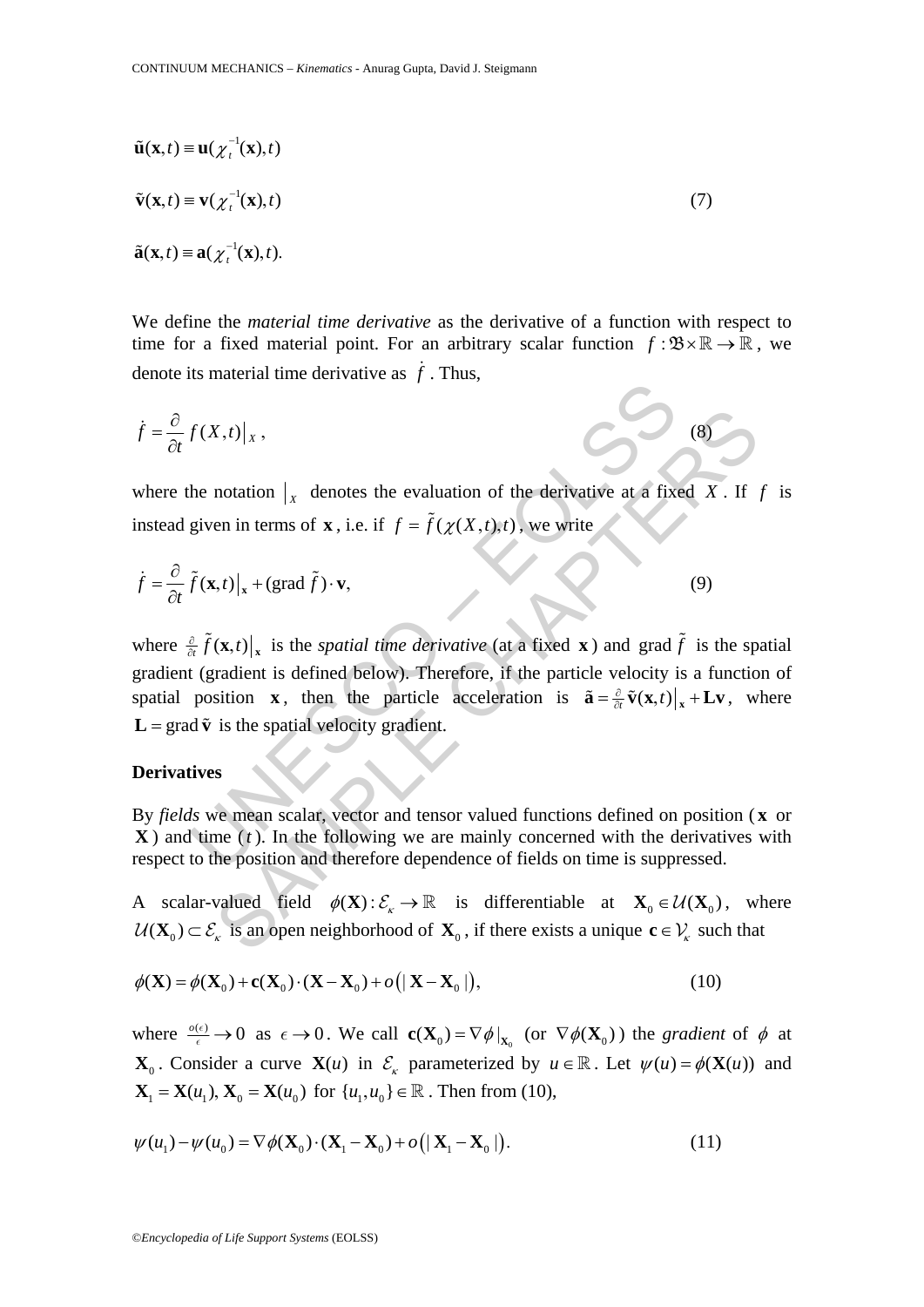$$\tilde{\mathbf{u}}(\mathbf{x},t) \equiv \mathbf{u}(\chi_t^{-1}(\mathbf{x}),t)$$

$$\tilde{\mathbf{v}}(\mathbf{x},t) \equiv \mathbf{v}(\chi_t^{-1}(\mathbf{x}),t) \tag{7}$$

$$\tilde{\mathbf{a}}(\mathbf{x},t) \equiv \mathbf{a}(\chi_t^{-1}(\mathbf{x}),t).$$

We define the *material time derivative* as the derivative of a function with respect to time for a fixed material point. For an arbitrary scalar function $f : \mathfrak{B} \times \mathbb{R} \to \mathbb{R}$, we denote its material time derivative as $\dot{f}$. Thus,

$$\dot{f} = \frac{\partial}{\partial t} f(X,t)\big|_X, \tag{8}$$

where the notation $\big|_X$ denotes the evaluation of the derivative at a fixed $X$. If $f$ is instead given in terms of $\mathbf{x}$, i.e. if $f = \tilde{f}(\chi(X,t),t)$, we write

$$\dot{f} = \frac{\partial}{\partial t} \tilde{f}(\mathbf{x},t)\big|_{\mathbf{x}} + (\text{grad}\, \tilde{f}) \cdot \mathbf{v}, \tag{9}$$

where $\frac{\partial}{\partial t} \tilde{f}(\mathbf{x},t)\big|_{\mathbf{x}}$ is the *spatial time derivative* (at a fixed $\mathbf{x}$) and $\text{grad}\, \tilde{f}$ is the spatial gradient (gradient is defined below). Therefore, if the particle velocity is a function of spatial position $\mathbf{x}$, then the particle acceleration is $\tilde{\mathbf{a}} = \frac{\partial}{\partial t} \tilde{\mathbf{v}}(\mathbf{x},t)\big|_{\mathbf{x}} + \mathbf{L}\mathbf{v}$, where $\mathbf{L} = \text{grad}\, \tilde{\mathbf{v}}$ is the spatial velocity gradient.

**Derivatives**

By *fields* we mean scalar, vector and tensor valued functions defined on position ($\mathbf{x}$ or $\mathbf{X}$) and time ($t$). In the following we are mainly concerned with the derivatives with respect to the position and therefore dependence of fields on time is suppressed.

A scalar-valued field $\phi(\mathbf{X}) : \mathcal{E}_\kappa \to \mathbb{R}$ is differentiable at $\mathbf{X}_0 \in \mathcal{U}(\mathbf{X}_0)$, where $\mathcal{U}(\mathbf{X}_0) \subset \mathcal{E}_\kappa$ is an open neighborhood of $\mathbf{X}_0$, if there exists a unique $\mathbf{c} \in \mathcal{V}_\kappa$ such that

$$\phi(\mathbf{X}) = \phi(\mathbf{X}_0) + \mathbf{c}(\mathbf{X}_0) \cdot (\mathbf{X} - \mathbf{X}_0) + o\left(|\, \mathbf{X} - \mathbf{X}_0 \,|\right), \tag{10}$$

where $\frac{o(\epsilon)}{\epsilon} \to 0$ as $\epsilon \to 0$. We call $\mathbf{c}(\mathbf{X}_0) = \nabla \phi|_{\mathbf{X}_0}$ (or $\nabla \phi(\mathbf{X}_0)$) the *gradient* of $\phi$ at $\mathbf{X}_0$. Consider a curve $\mathbf{X}(u)$ in $\mathcal{E}_\kappa$ parameterized by $u \in \mathbb{R}$. Let $\psi(u) = \phi(\mathbf{X}(u))$ and $\mathbf{X}_1 = \mathbf{X}(u_1), \mathbf{X}_0 = \mathbf{X}(u_0)$ for $\{u_1, u_0\} \in \mathbb{R}$. Then from (10),

$$\psi(u_1) - \psi(u_0) = \nabla \phi(\mathbf{X}_0) \cdot (\mathbf{X}_1 - \mathbf{X}_0) + o\left(|\, \mathbf{X}_1 - \mathbf{X}_0 \,|\right). \tag{11}$$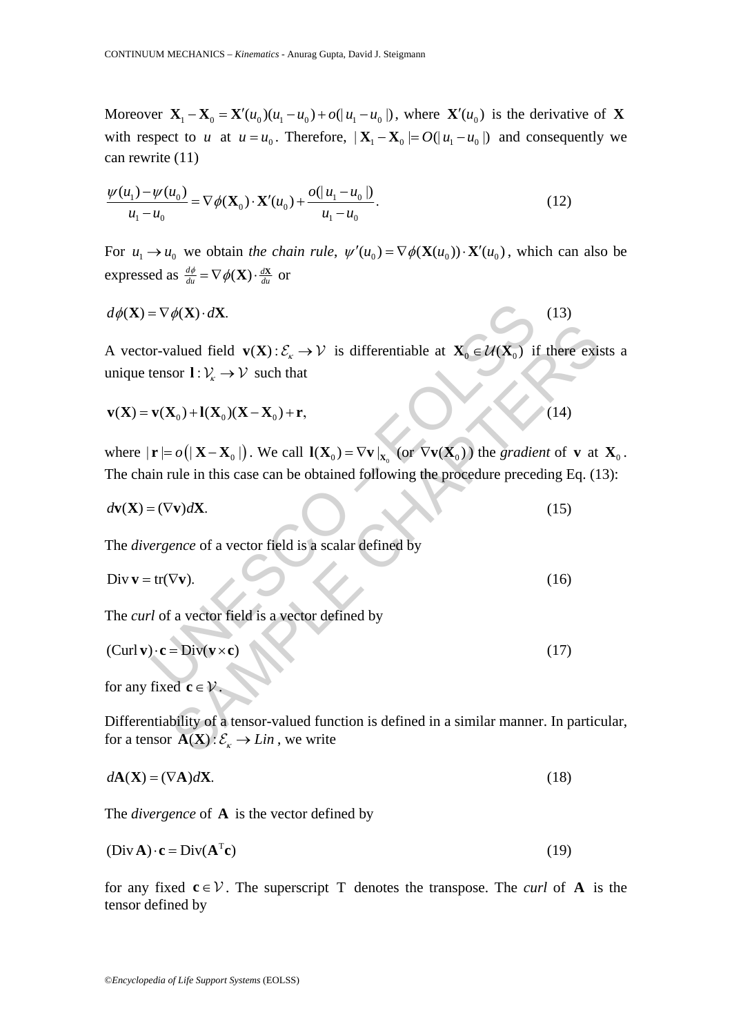Moreover $\mathbf{X}_1 - \mathbf{X}_0 = \mathbf{X}'(u_0)(u_1 - u_0) + o(|u_1 - u_0|)$, where $\mathbf{X}'(u_0)$ is the derivative of $\mathbf{X}$ with respect to $u$ at $u = u_0$. Therefore, $|\mathbf{X}_1 - \mathbf{X}_0| = O(|u_1 - u_0|)$ and consequently we can rewrite (11)

$$\frac{\psi(u_1) - \psi(u_0)}{u_1 - u_0} = \nabla\phi(\mathbf{X}_0) \cdot \mathbf{X}'(u_0) + \frac{o(|u_1 - u_0|)}{u_1 - u_0}. \tag{12}$$

For $u_1 \to u_0$ we obtain *the chain rule*, $\psi'(u_0) = \nabla\phi(\mathbf{X}(u_0)) \cdot \mathbf{X}'(u_0)$, which can also be expressed as $\frac{d\phi}{du} = \nabla\phi(\mathbf{X}) \cdot \frac{d\mathbf{X}}{du}$ or

$$d\phi(\mathbf{X}) = \nabla\phi(\mathbf{X}) \cdot d\mathbf{X}. \tag{13}$$

A vector-valued field $\mathbf{v}(\mathbf{X}) : \mathcal{E}_\kappa \to \mathcal{V}$ is differentiable at $\mathbf{X}_0 \in \mathcal{U}(\mathbf{X}_0)$ if there exists a unique tensor $\mathbf{l} : \mathcal{V}_\kappa \to \mathcal{V}$ such that

$$\mathbf{v}(\mathbf{X}) = \mathbf{v}(\mathbf{X}_0) + \mathbf{l}(\mathbf{X}_0)(\mathbf{X} - \mathbf{X}_0) + \mathbf{r}, \tag{14}$$

where $|\mathbf{r}| = o\left(|\mathbf{X} - \mathbf{X}_0|\right)$. We call $\mathbf{l}(\mathbf{X}_0) = \nabla\mathbf{v}|_{\mathbf{X}_0}$ (or $\nabla\mathbf{v}(\mathbf{X}_0)$) the *gradient* of $\mathbf{v}$ at $\mathbf{X}_0$. The chain rule in this case can be obtained following the procedure preceding Eq. (13):

$$d\mathbf{v}(\mathbf{X}) = (\nabla\mathbf{v})d\mathbf{X}. \tag{15}$$

The *divergence* of a vector field is a scalar defined by

$$\text{Div}\,\mathbf{v} = \text{tr}(\nabla\mathbf{v}). \tag{16}$$

The *curl* of a vector field is a vector defined by

$$(\text{Curl}\,\mathbf{v}) \cdot \mathbf{c} = \text{Div}(\mathbf{v} \times \mathbf{c}) \tag{17}$$

for any fixed $\mathbf{c} \in \mathcal{V}$.

Differentiability of a tensor-valued function is defined in a similar manner. In particular, for a tensor $\mathbf{A}(\mathbf{X}) : \mathcal{E}_\kappa \to Lin$, we write

$$d\mathbf{A}(\mathbf{X}) = (\nabla\mathbf{A})d\mathbf{X}. \tag{18}$$

The *divergence* of $\mathbf{A}$ is the vector defined by

$$(\text{Div}\,\mathbf{A}) \cdot \mathbf{c} = \text{Div}(\mathbf{A}^{\text{T}}\mathbf{c}) \tag{19}$$

for any fixed $\mathbf{c} \in \mathcal{V}$. The superscript $\text{T}$ denotes the transpose. The *curl* of $\mathbf{A}$ is the tensor defined by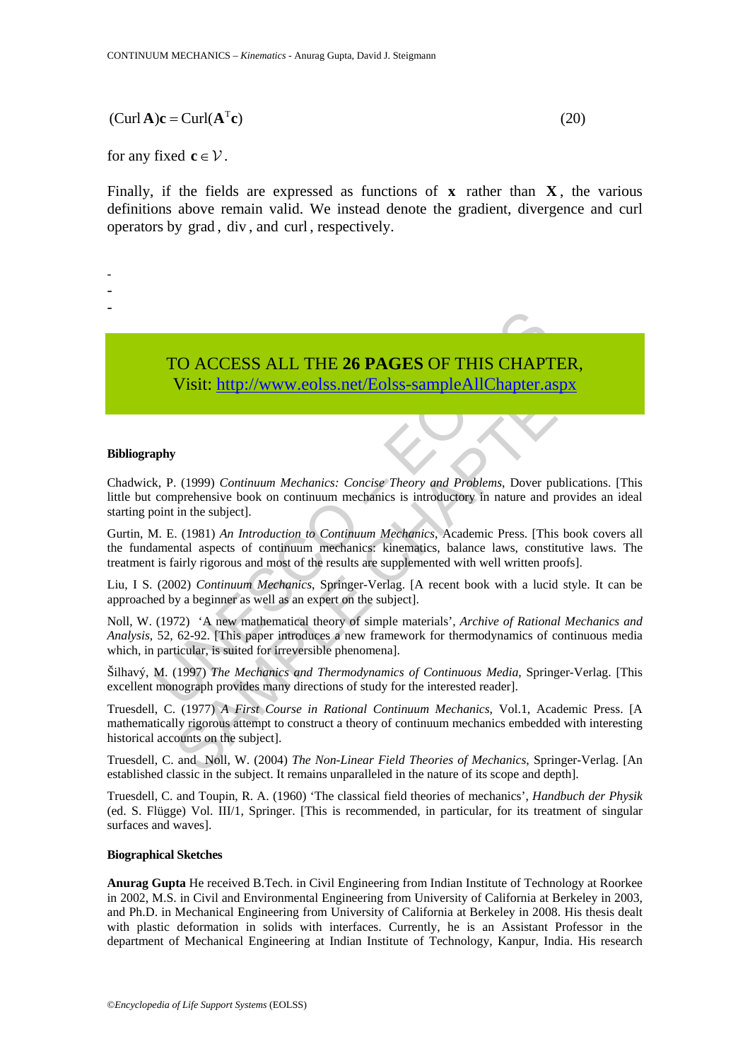$$(\mathrm{Curl}\,\mathbf{A})\mathbf{c} = \mathrm{Curl}(\mathbf{A}^{\mathrm{T}}\mathbf{c}) \tag{20}$$

for any fixed $\mathbf{c} \in \mathcal{V}$.

Finally, if the fields are expressed as functions of $\mathbf{x}$ rather than $\mathbf{X}$, the various definitions above remain valid. We instead denote the gradient, divergence and curl operators by grad, div, and curl, respectively.

-
-
-

TO ACCESS ALL THE **26 PAGES** OF THIS CHAPTER,
Visit: http://www.eolss.net/Eolss-sampleAllChapter.aspx

**Bibliography**

Chadwick, P. (1999) *Continuum Mechanics: Concise Theory and Problems*, Dover publications. [This little but comprehensive book on continuum mechanics is introductory in nature and provides an ideal starting point in the subject].

Gurtin, M. E. (1981) *An Introduction to Continuum Mechanics*, Academic Press. [This book covers all the fundamental aspects of continuum mechanics: kinematics, balance laws, constitutive laws. The treatment is fairly rigorous and most of the results are supplemented with well written proofs].

Liu, I S. (2002) *Continuum Mechanics*, Springer-Verlag. [A recent book with a lucid style. It can be approached by a beginner as well as an expert on the subject].

Noll, W. (1972) 'A new mathematical theory of simple materials', *Archive of Rational Mechanics and Analysis*, 52, 62-92. [This paper introduces a new framework for thermodynamics of continuous media which, in particular, is suited for irreversible phenomena].

Šilhavý, M. (1997) *The Mechanics and Thermodynamics of Continuous Media*, Springer-Verlag. [This excellent monograph provides many directions of study for the interested reader].

Truesdell, C. (1977) *A First Course in Rational Continuum Mechanics*, Vol.1, Academic Press. [A mathematically rigorous attempt to construct a theory of continuum mechanics embedded with interesting historical accounts on the subject].

Truesdell, C. and Noll, W. (2004) *The Non-Linear Field Theories of Mechanics*, Springer-Verlag. [An established classic in the subject. It remains unparalleled in the nature of its scope and depth].

Truesdell, C. and Toupin, R. A. (1960) 'The classical field theories of mechanics', *Handbuch der Physik* (ed. S. Flügge) Vol. III/1, Springer. [This is recommended, in particular, for its treatment of singular surfaces and waves].

**Biographical Sketches**

**Anurag Gupta** He received B.Tech. in Civil Engineering from Indian Institute of Technology at Roorkee in 2002, M.S. in Civil and Environmental Engineering from University of California at Berkeley in 2003, and Ph.D. in Mechanical Engineering from University of California at Berkeley in 2008. His thesis dealt with plastic deformation in solids with interfaces. Currently, he is an Assistant Professor in the department of Mechanical Engineering at Indian Institute of Technology, Kanpur, India. His research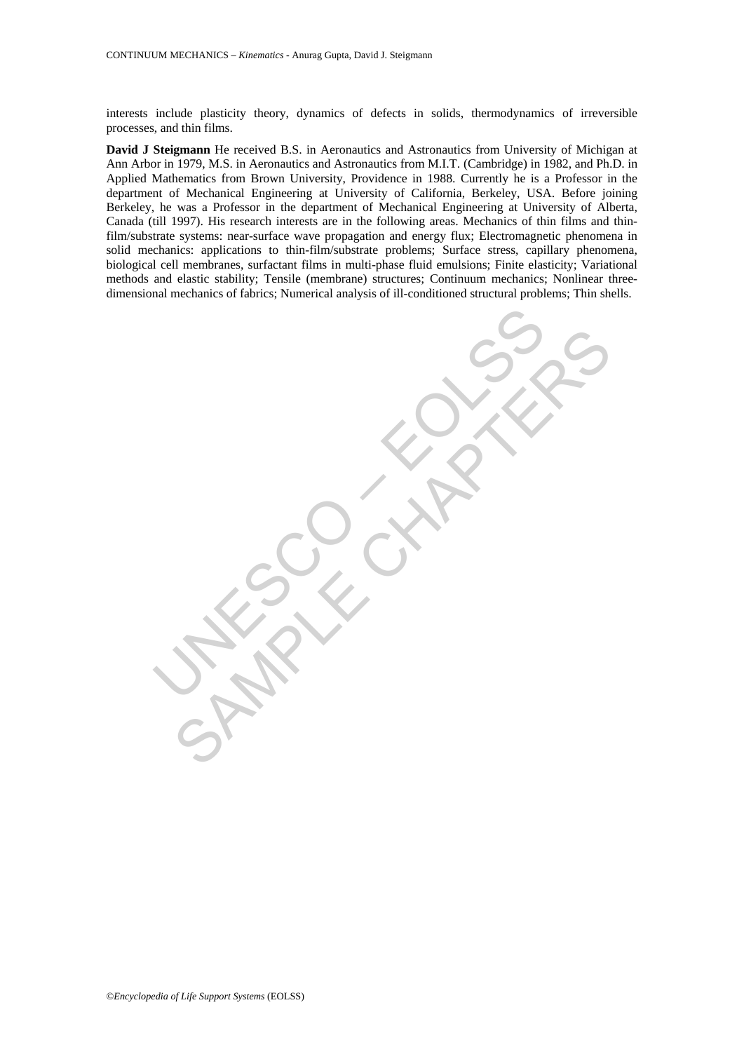interests include plasticity theory, dynamics of defects in solids, thermodynamics of irreversible processes, and thin films.

**David J Steigmann** He received B.S. in Aeronautics and Astronautics from University of Michigan at Ann Arbor in 1979, M.S. in Aeronautics and Astronautics from M.I.T. (Cambridge) in 1982, and Ph.D. in Applied Mathematics from Brown University, Providence in 1988. Currently he is a Professor in the department of Mechanical Engineering at University of California, Berkeley, USA. Before joining Berkeley, he was a Professor in the department of Mechanical Engineering at University of Alberta, Canada (till 1997). His research interests are in the following areas. Mechanics of thin films and thin-film/substrate systems: near-surface wave propagation and energy flux; Electromagnetic phenomena in solid mechanics: applications to thin-film/substrate problems; Surface stress, capillary phenomena, biological cell membranes, surfactant films in multi-phase fluid emulsions; Finite elasticity; Variational methods and elastic stability; Tensile (membrane) structures; Continuum mechanics; Nonlinear three-dimensional mechanics of fabrics; Numerical analysis of ill-conditioned structural problems; Thin shells.